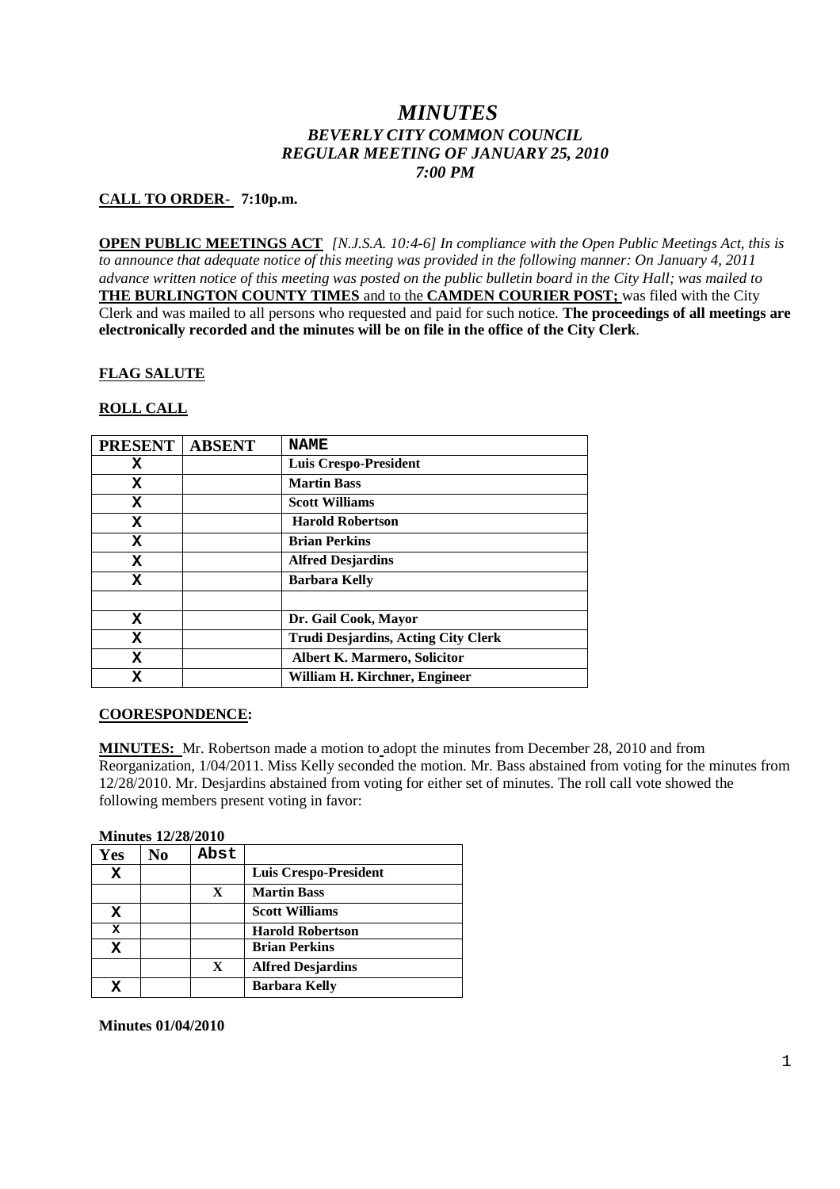# *MINUTES*
## *BEVERLY CITY COMMON COUNCIL*
## *REGULAR MEETING OF JANUARY 25, 2010*
## *7:00 PM*

**CALL TO ORDER- 7:10p.m.**

**OPEN PUBLIC MEETINGS ACT** *[N.J.S.A. 10:4-6] In compliance with the Open Public Meetings Act, this is to announce that adequate notice of this meeting was provided in the following manner: On January 4, 2011 advance written notice of this meeting was posted on the public bulletin board in the City Hall; was mailed to* **THE BURLINGTON COUNTY TIMES** and to the **CAMDEN COURIER POST;** was filed with the City Clerk and was mailed to all persons who requested and paid for such notice. **The proceedings of all meetings are electronically recorded and the minutes will be on file in the office of the City Clerk**.

**FLAG SALUTE**

**ROLL CALL**

| PRESENT | ABSENT | NAME |
|---|---|---|
| X | | **Luis Crespo-President** |
| X | | **Martin Bass** |
| X | | **Scott Williams** |
| X | | **Harold Robertson** |
| X | | **Brian Perkins** |
| X | | **Alfred Desjardins** |
| X | | **Barbara Kelly** |
| | | |
| X | | **Dr. Gail Cook, Mayor** |
| X | | **Trudi Desjardins, Acting City Clerk** |
| X | | **Albert K. Marmero, Solicitor** |
| X | | **William H. Kirchner, Engineer** |

**COORESPONDENCE:**

**MINUTES:** Mr. Robertson made a motion to adopt the minutes from December 28, 2010 and from Reorganization, 1/04/2011. Miss Kelly seconded the motion. Mr. Bass abstained from voting for the minutes from 12/28/2010. Mr. Desjardins abstained from voting for either set of minutes. The roll call vote showed the following members present voting in favor:

**Minutes 12/28/2010**

| Yes | No | Abst | |
|---|---|---|---|
| X | | | **Luis Crespo-President** |
| | | X | **Martin Bass** |
| X | | | **Scott Williams** |
| X | | | **Harold Robertson** |
| X | | | **Brian Perkins** |
| | | X | **Alfred Desjardins** |
| X | | | **Barbara Kelly** |

**Minutes 01/04/2010**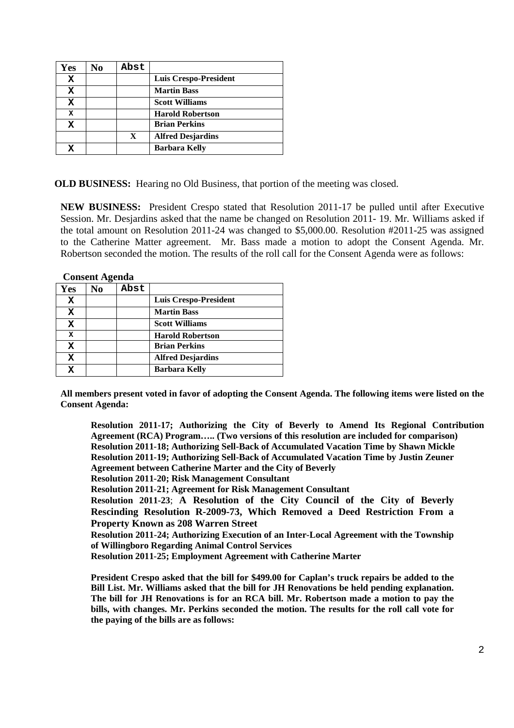| Yes | No | Abst | |
|---|---|---|---|
| X | | | **Luis Crespo-President** |
| X | | | **Martin Bass** |
| X | | | **Scott Williams** |
| X | | | **Harold Robertson** |
| X | | | **Brian Perkins** |
| | | X | **Alfred Desjardins** |
| X | | | **Barbara Kelly** |

**OLD BUSINESS:** Hearing no Old Business, that portion of the meeting was closed.

**NEW BUSINESS:** President Crespo stated that Resolution 2011-17 be pulled until after Executive Session. Mr. Desjardins asked that the name be changed on Resolution 2011- 19. Mr. Williams asked if the total amount on Resolution 2011-24 was changed to $5,000.00. Resolution #2011-25 was assigned to the Catherine Matter agreement. Mr. Bass made a motion to adopt the Consent Agenda. Mr. Robertson seconded the motion. The results of the roll call for the Consent Agenda were as follows:

**Consent Agenda**

| Yes | No | Abst | |
|---|---|---|---|
| X | | | **Luis Crespo-President** |
| X | | | **Martin Bass** |
| X | | | **Scott Williams** |
| X | | | **Harold Robertson** |
| X | | | **Brian Perkins** |
| X | | | **Alfred Desjardins** |
| X | | | **Barbara Kelly** |

**All members present voted in favor of adopting the Consent Agenda. The following items were listed on the Consent Agenda:**

**Resolution 2011-17; Authorizing the City of Beverly to Amend Its Regional Contribution Agreement (RCA) Program….. (Two versions of this resolution are included for comparison)**
**Resolution 2011-18; Authorizing Sell-Back of Accumulated Vacation Time by Shawn Mickle**
**Resolution 2011-19; Authorizing Sell-Back of Accumulated Vacation Time by Justin Zeuner**
**Agreement between Catherine Marter and the City of Beverly**
**Resolution 2011-20; Risk Management Consultant**
**Resolution 2011-21; Agreement for Risk Management Consultant**
**Resolution 2011-23; A Resolution of the City Council of the City of Beverly Rescinding Resolution R-2009-73, Which Removed a Deed Restriction From a Property Known as 208 Warren Street**
**Resolution 2011-24; Authorizing Execution of an Inter-Local Agreement with the Township of Willingboro Regarding Animal Control Services**
**Resolution 2011-25; Employment Agreement with Catherine Marter**

**President Crespo asked that the bill for $499.00 for Caplan's truck repairs be added to the Bill List. Mr. Williams asked that the bill for JH Renovations be held pending explanation. The bill for JH Renovations is for an RCA bill. Mr. Robertson made a motion to pay the bills, with changes. Mr. Perkins seconded the motion. The results for the roll call vote for the paying of the bills are as follows:**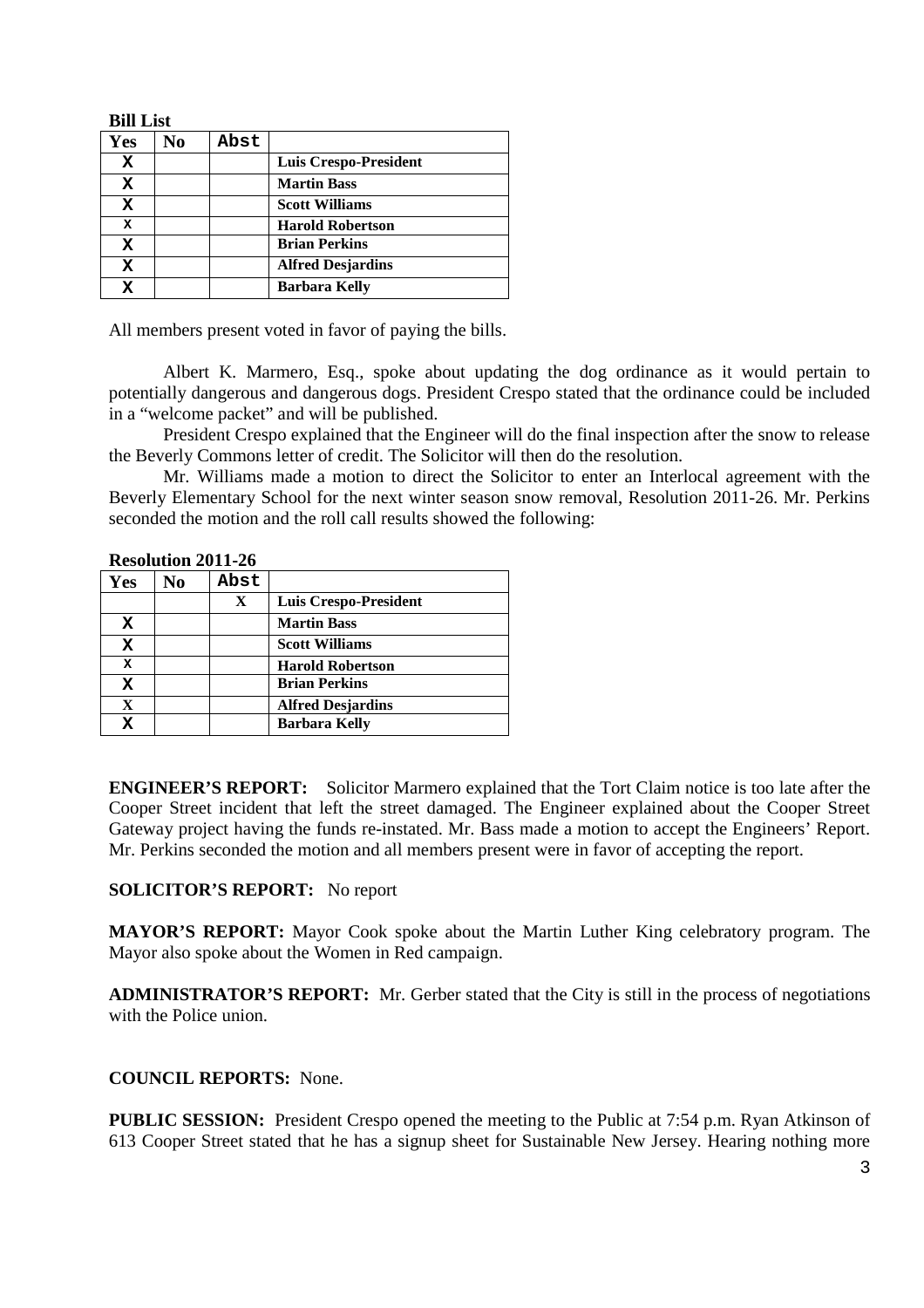**Bill List**

| Yes | No | Abst | |
|---|---|---|---|
| X | | | **Luis Crespo-President** |
| X | | | **Martin Bass** |
| X | | | **Scott Williams** |
| X | | | **Harold Robertson** |
| X | | | **Brian Perkins** |
| X | | | **Alfred Desjardins** |
| X | | | **Barbara Kelly** |

All members present voted in favor of paying the bills.

Albert K. Marmero, Esq., spoke about updating the dog ordinance as it would pertain to potentially dangerous and dangerous dogs. President Crespo stated that the ordinance could be included in a "welcome packet" and will be published.

President Crespo explained that the Engineer will do the final inspection after the snow to release the Beverly Commons letter of credit. The Solicitor will then do the resolution.

Mr. Williams made a motion to direct the Solicitor to enter an Interlocal agreement with the Beverly Elementary School for the next winter season snow removal, Resolution 2011-26. Mr. Perkins seconded the motion and the roll call results showed the following:

**Resolution 2011-26**

| Yes | No | Abst | |
|---|---|---|---|
| | | X | **Luis Crespo-President** |
| X | | | **Martin Bass** |
| X | | | **Scott Williams** |
| X | | | **Harold Robertson** |
| X | | | **Brian Perkins** |
| X | | | **Alfred Desjardins** |
| X | | | **Barbara Kelly** |

**ENGINEER'S REPORT:** Solicitor Marmero explained that the Tort Claim notice is too late after the Cooper Street incident that left the street damaged. The Engineer explained about the Cooper Street Gateway project having the funds re-instated. Mr. Bass made a motion to accept the Engineers' Report. Mr. Perkins seconded the motion and all members present were in favor of accepting the report.

**SOLICITOR'S REPORT:** No report

**MAYOR'S REPORT:** Mayor Cook spoke about the Martin Luther King celebratory program. The Mayor also spoke about the Women in Red campaign.

**ADMINISTRATOR'S REPORT:** Mr. Gerber stated that the City is still in the process of negotiations with the Police union.

**COUNCIL REPORTS:** None.

**PUBLIC SESSION:** President Crespo opened the meeting to the Public at 7:54 p.m. Ryan Atkinson of 613 Cooper Street stated that he has a signup sheet for Sustainable New Jersey. Hearing nothing more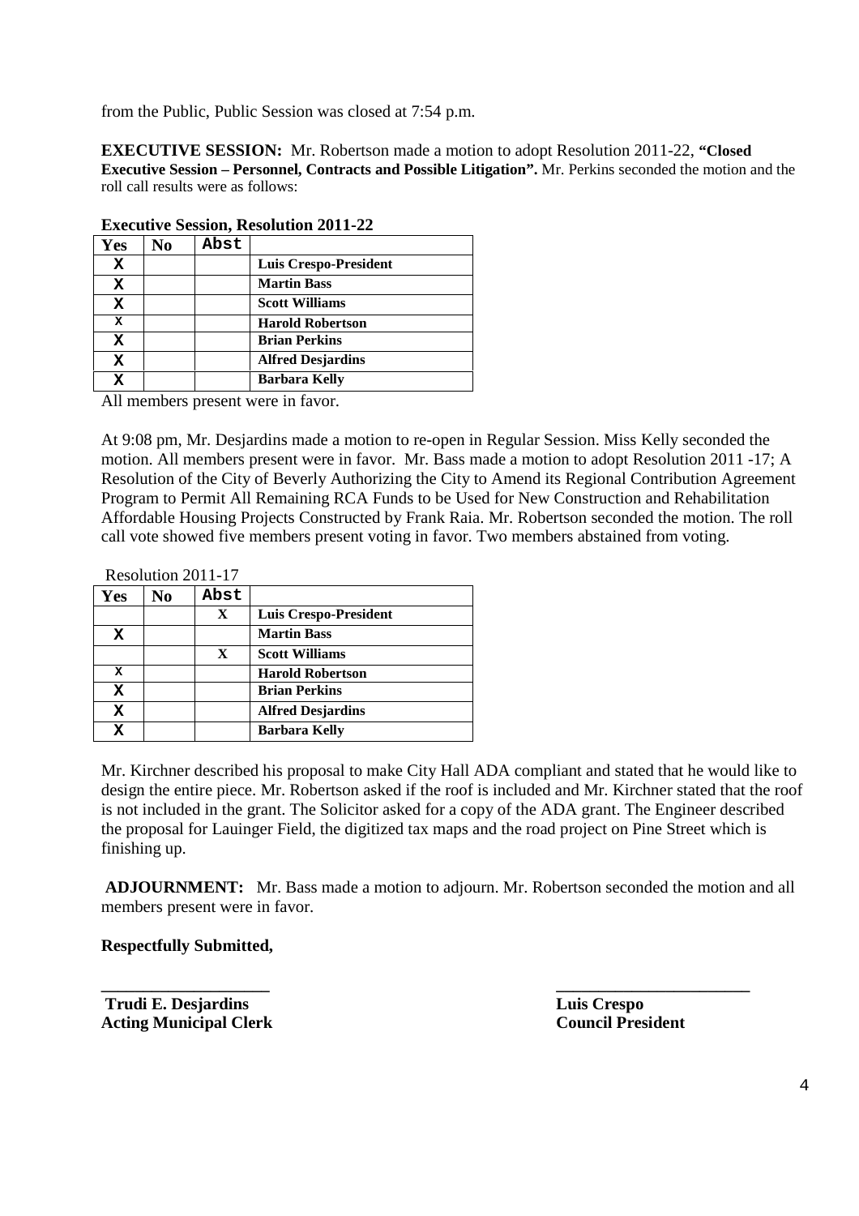from the Public, Public Session was closed at 7:54 p.m.

**EXECUTIVE SESSION:** Mr. Robertson made a motion to adopt Resolution 2011-22, **"Closed Executive Session – Personnel, Contracts and Possible Litigation".** Mr. Perkins seconded the motion and the roll call results were as follows:

**Executive Session, Resolution 2011-22**

| Yes | No | Abst | |
|---|---|---|---|
| X | | | **Luis Crespo-President** |
| X | | | **Martin Bass** |
| X | | | **Scott Williams** |
| X | | | **Harold Robertson** |
| X | | | **Brian Perkins** |
| X | | | **Alfred Desjardins** |
| X | | | **Barbara Kelly** |

All members present were in favor.

At 9:08 pm, Mr. Desjardins made a motion to re-open in Regular Session. Miss Kelly seconded the motion. All members present were in favor. Mr. Bass made a motion to adopt Resolution 2011 -17; A Resolution of the City of Beverly Authorizing the City to Amend its Regional Contribution Agreement Program to Permit All Remaining RCA Funds to be Used for New Construction and Rehabilitation Affordable Housing Projects Constructed by Frank Raia. Mr. Robertson seconded the motion. The roll call vote showed five members present voting in favor. Two members abstained from voting.

Resolution 2011-17

| Yes | No | Abst | |
|---|---|---|---|
| | | X | **Luis Crespo-President** |
| X | | | **Martin Bass** |
| | | X | **Scott Williams** |
| X | | | **Harold Robertson** |
| X | | | **Brian Perkins** |
| X | | | **Alfred Desjardins** |
| X | | | **Barbara Kelly** |

Mr. Kirchner described his proposal to make City Hall ADA compliant and stated that he would like to design the entire piece. Mr. Robertson asked if the roof is included and Mr. Kirchner stated that the roof is not included in the grant. The Solicitor asked for a copy of the ADA grant. The Engineer described the proposal for Lauinger Field, the digitized tax maps and the road project on Pine Street which is finishing up.

**ADJOURNMENT:** Mr. Bass made a motion to adjourn. Mr. Robertson seconded the motion and all members present were in favor.

**Respectfully Submitted,**

**\_\_\_\_\_\_\_\_\_\_\_\_\_\_\_\_\_\_\_\_\_\_**
**Trudi E. Desjardins**
**Acting Municipal Clerk**

**\_\_\_\_\_\_\_\_\_\_\_\_\_\_\_\_\_\_\_\_\_\_\_\_**
**Luis Crespo**
**Council President**